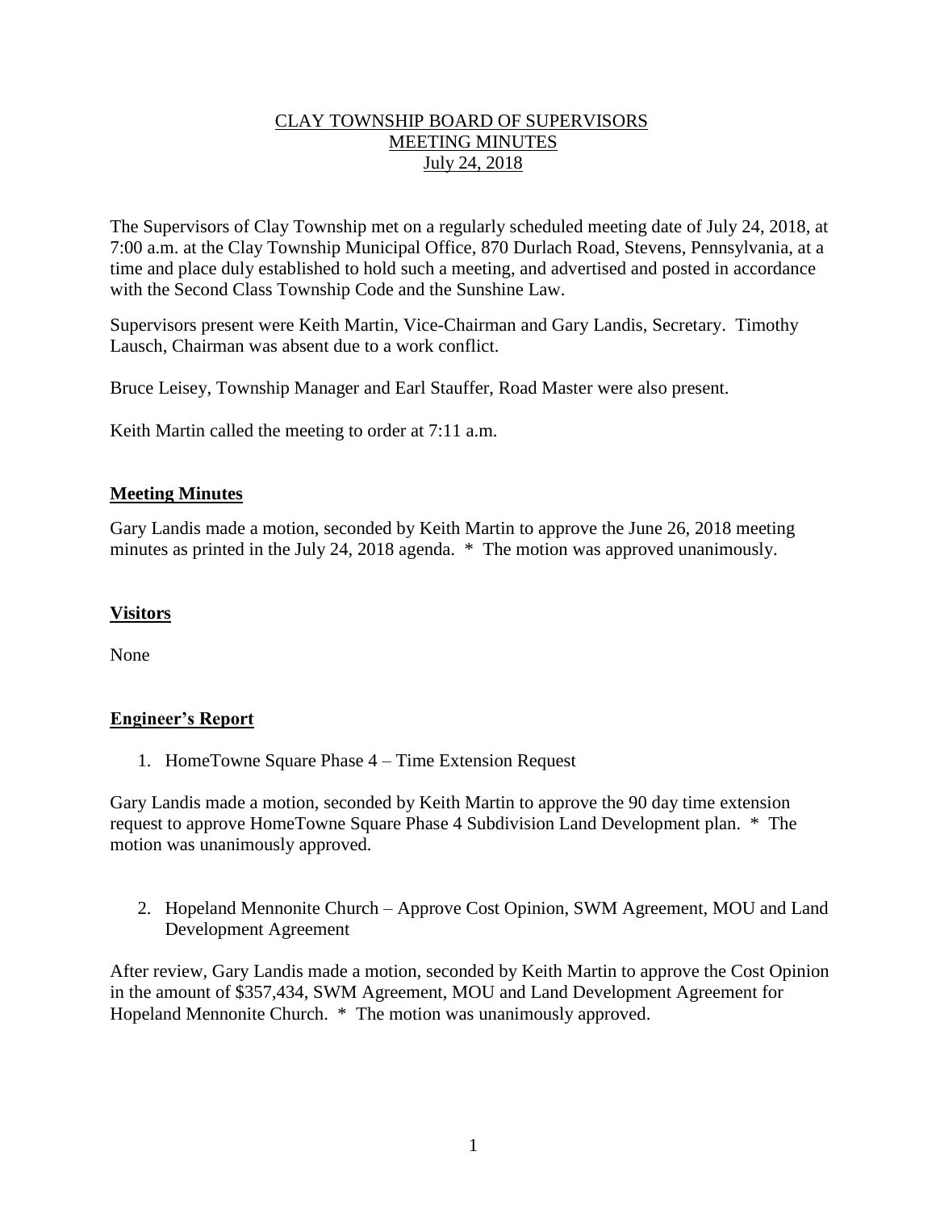# CLAY TOWNSHIP BOARD OF SUPERVISORS
## MEETING MINUTES
### July 24, 2018

The Supervisors of Clay Township met on a regularly scheduled meeting date of July 24, 2018, at 7:00 a.m. at the Clay Township Municipal Office, 870 Durlach Road, Stevens, Pennsylvania, at a time and place duly established to hold such a meeting, and advertised and posted in accordance with the Second Class Township Code and the Sunshine Law.

Supervisors present were Keith Martin, Vice-Chairman and Gary Landis, Secretary. Timothy Lausch, Chairman was absent due to a work conflict.

Bruce Leisey, Township Manager and Earl Stauffer, Road Master were also present.

Keith Martin called the meeting to order at 7:11 a.m.

**Meeting Minutes**

Gary Landis made a motion, seconded by Keith Martin to approve the June 26, 2018 meeting minutes as printed in the July 24, 2018 agenda. * The motion was approved unanimously.

**Visitors**

None

**Engineer's Report**

1. HomeTowne Square Phase 4 – Time Extension Request

Gary Landis made a motion, seconded by Keith Martin to approve the 90 day time extension request to approve HomeTowne Square Phase 4 Subdivision Land Development plan. * The motion was unanimously approved.

2. Hopeland Mennonite Church – Approve Cost Opinion, SWM Agreement, MOU and Land Development Agreement

After review, Gary Landis made a motion, seconded by Keith Martin to approve the Cost Opinion in the amount of $357,434, SWM Agreement, MOU and Land Development Agreement for Hopeland Mennonite Church. * The motion was unanimously approved.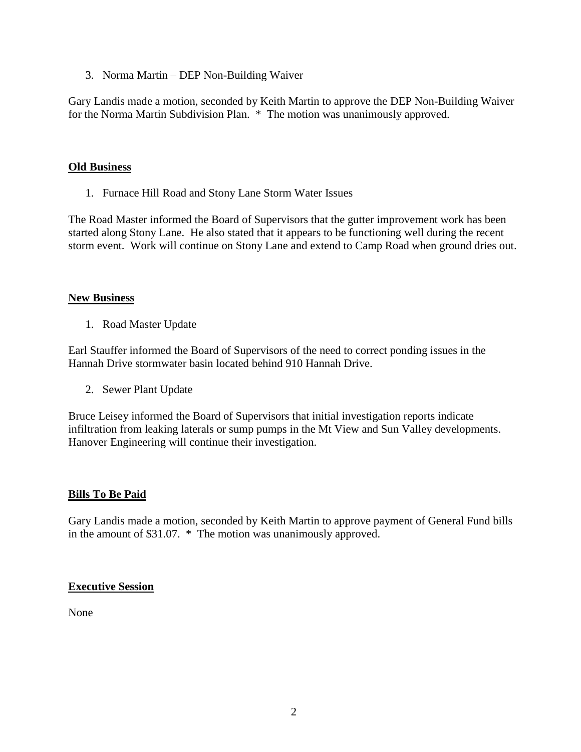3. Norma Martin – DEP Non-Building Waiver

Gary Landis made a motion, seconded by Keith Martin to approve the DEP Non-Building Waiver for the Norma Martin Subdivision Plan. * The motion was unanimously approved.

**Old Business**

1. Furnace Hill Road and Stony Lane Storm Water Issues

The Road Master informed the Board of Supervisors that the gutter improvement work has been started along Stony Lane. He also stated that it appears to be functioning well during the recent storm event. Work will continue on Stony Lane and extend to Camp Road when ground dries out.

**New Business**

1. Road Master Update

Earl Stauffer informed the Board of Supervisors of the need to correct ponding issues in the Hannah Drive stormwater basin located behind 910 Hannah Drive.

2. Sewer Plant Update

Bruce Leisey informed the Board of Supervisors that initial investigation reports indicate infiltration from leaking laterals or sump pumps in the Mt View and Sun Valley developments. Hanover Engineering will continue their investigation.

**Bills To Be Paid**

Gary Landis made a motion, seconded by Keith Martin to approve payment of General Fund bills in the amount of $31.07. * The motion was unanimously approved.

**Executive Session**

None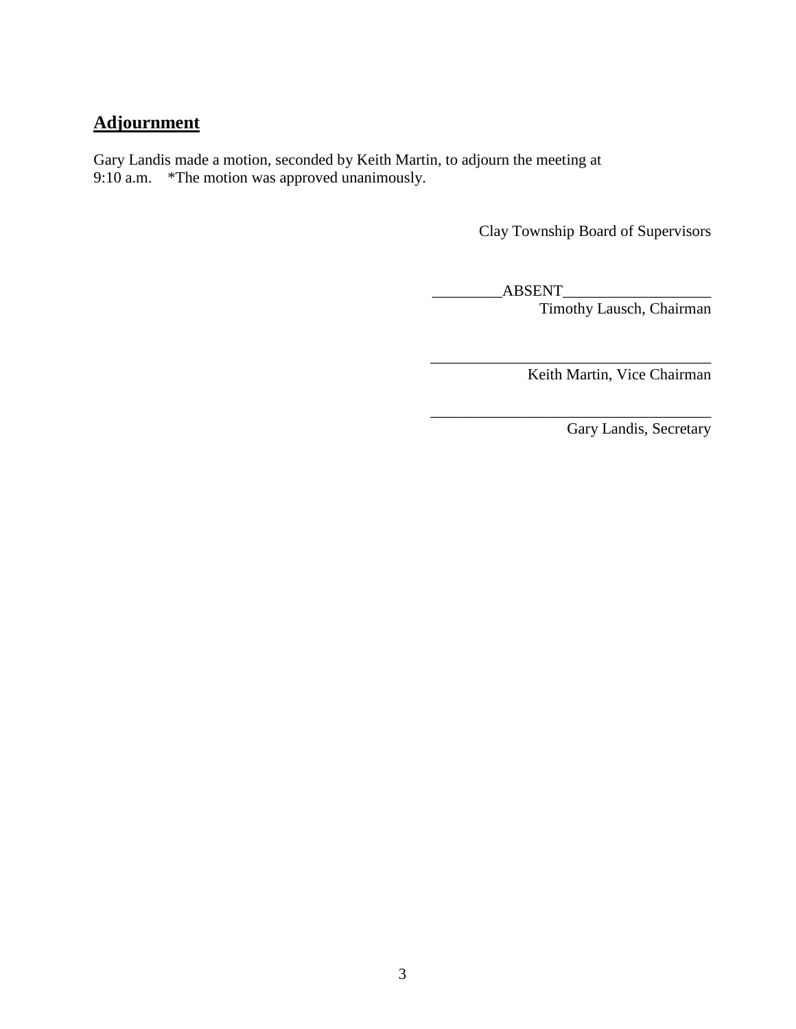## Adjournment

Gary Landis made a motion, seconded by Keith Martin, to adjourn the meeting at 9:10 a.m. *The motion was approved unanimously.

Clay Township Board of Supervisors

_________ABSENT___________________
Timothy Lausch, Chairman

_____________________________________
Keith Martin, Vice Chairman

_____________________________________
Gary Landis, Secretary